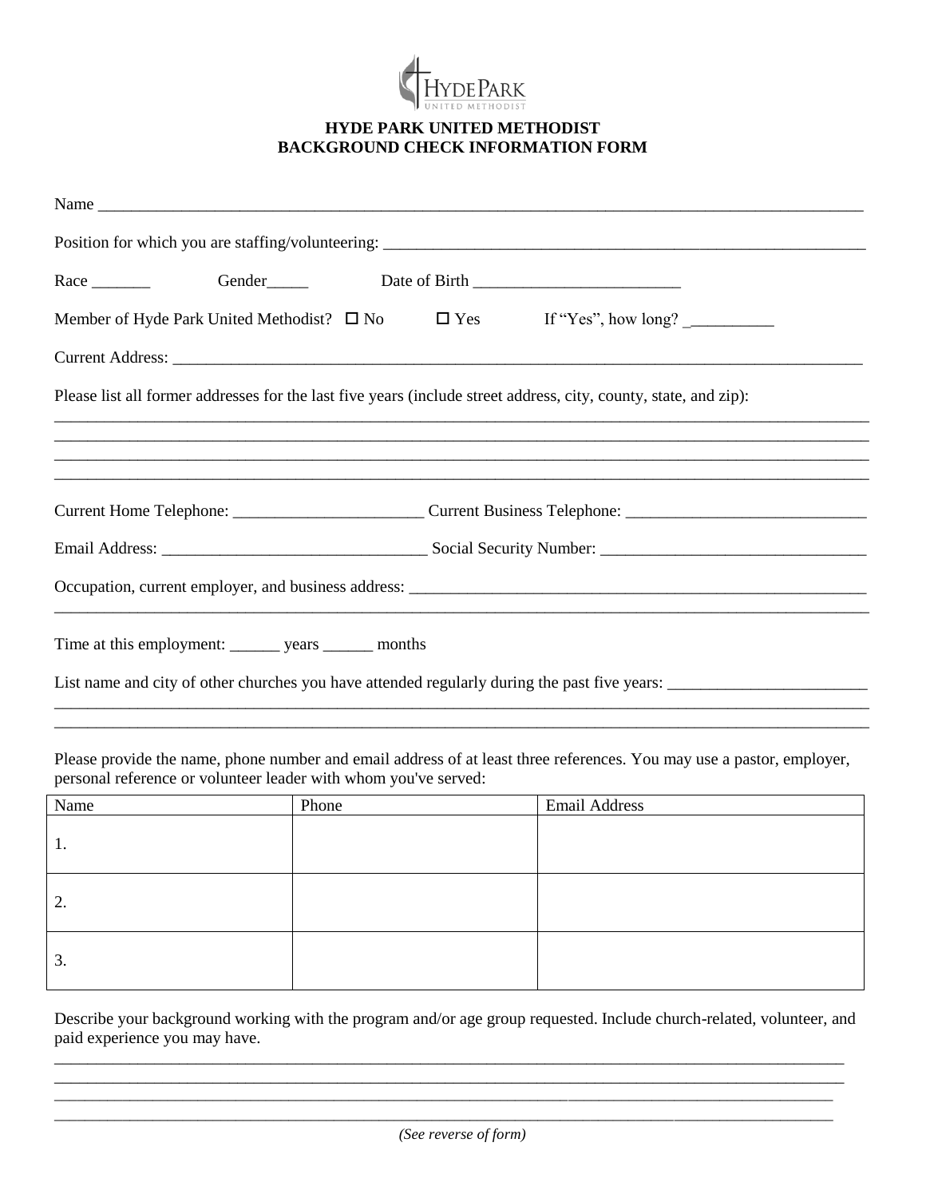# HYDE PARK UNITED METHODIST
## BACKGROUND CHECK INFORMATION FORM

Name ___________________________________________________________________________________________

Position for which you are staffing/volunteering: ____________________________________________________________

Race _______ Gender_____ Date of Birth _________________________

Member of Hyde Park United Methodist? ☐ No ☐ Yes If "Yes", how long? __________

Current Address: _______________________________________________________________________________

Please list all former addresses for the last five years (include street address, city, county, state, and zip):

____________________________________________________________________________________________________
____________________________________________________________________________________________________
____________________________________________________________________________________________________
____________________________________________________________________________________________________

Current Home Telephone: _______________________ Current Business Telephone: _____________________________

Email Address: ________________________________ Social Security Number: ________________________________

Occupation, current employer, and business address: _________________________________________________________
____________________________________________________________________________________________________

Time at this employment: ______ years ______ months

List name and city of other churches you have attended regularly during the past five years: ________________________
____________________________________________________________________________________________________
____________________________________________________________________________________________________

Please provide the name, phone number and email address of at least three references. You may use a pastor, employer, personal reference or volunteer leader with whom you've served:

| Name | Phone | Email Address |
|---|---|---|
| 1. | | |
| 2. | | |
| 3. | | |

Describe your background working with the program and/or age group requested. Include church-related, volunteer, and paid experience you may have.

____________________________________________________________________________________________________
____________________________________________________________________________________________________
____________________________________________________________________________________________________
____________________________________________________________________________________________________

*(See reverse of form)*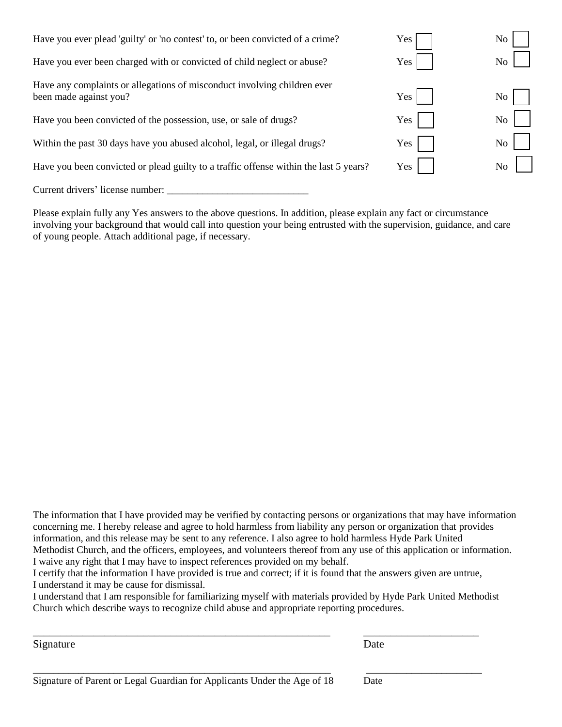| | | |
|---|---|---|
| Have you ever plead 'guilty' or 'no contest' to, or been convicted of a crime? | Yes ☐ | No ☐ |
| Have you ever been charged with or convicted of child neglect or abuse? | Yes ☐ | No ☐ |
| Have any complaints or allegations of misconduct involving children ever been made against you? | Yes ☐ | No ☐ |
| Have you been convicted of the possession, use, or sale of drugs? | Yes ☐ | No ☐ |
| Within the past 30 days have you abused alcohol, legal, or illegal drugs? | Yes ☐ | No ☐ |
| Have you been convicted or plead guilty to a traffic offense within the last 5 years? | Yes ☐ | No ☐ |

Current drivers' license number: ____________________________

Please explain fully any Yes answers to the above questions. In addition, please explain any fact or circumstance involving your background that would call into question your being entrusted with the supervision, guidance, and care of young people. Attach additional page, if necessary.

The information that I have provided may be verified by contacting persons or organizations that may have information concerning me. I hereby release and agree to hold harmless from liability any person or organization that provides information, and this release may be sent to any reference. I also agree to hold harmless Hyde Park United Methodist Church, and the officers, employees, and volunteers thereof from any use of this application or information. I waive any right that I may have to inspect references provided on my behalf.
I certify that the information I have provided is true and correct; if it is found that the answers given are untrue, I understand it may be cause for dismissal.
I understand that I am responsible for familiarizing myself with materials provided by Hyde Park United Methodist Church which describe ways to recognize child abuse and appropriate reporting procedures.

___________________________________________________________ ______________________
Signature Date

___________________________________________________________ ______________________
Signature of Parent or Legal Guardian for Applicants Under the Age of 18 Date